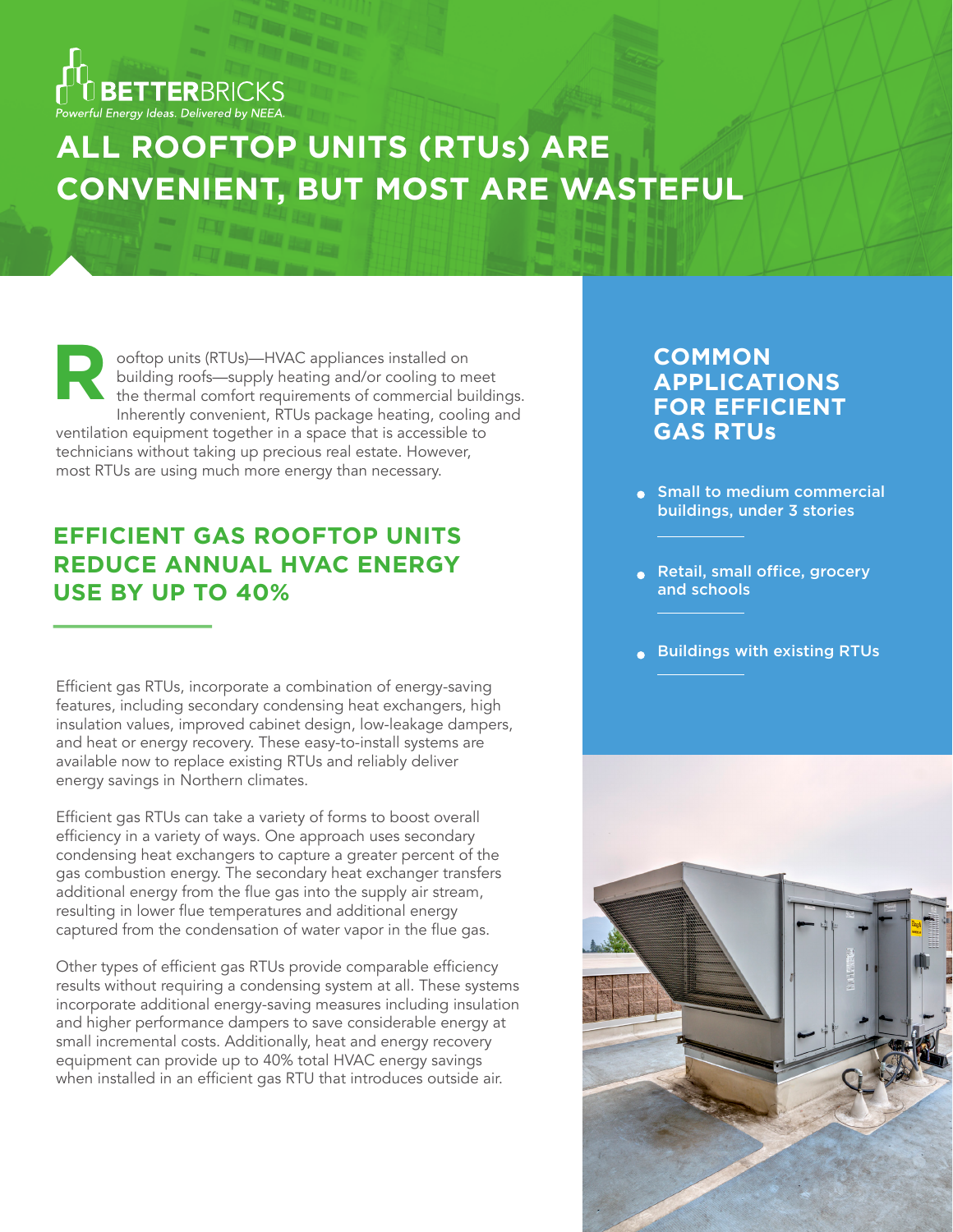BETTERBRICKS

*Powerful Energy Ideas. Delivered by NEEA.*

# ALL ROOFTOP UNITS (RTUs) ARE CONVENIENT, BUT MOST ARE WASTEFUL

Rooftop units (RTUs)—HVAC appliances installed on building roofs—supply heating and/or cooling to meet the thermal comfort requirements of commercial buildings. Inherently convenient, RTUs package heating, cooling and ventilation equipment together in a space that is accessible to technicians without taking up precious real estate. However, most RTUs are using much more energy than necessary.

## EFFICIENT GAS ROOFTOP UNITS REDUCE ANNUAL HVAC ENERGY USE BY UP TO 40%

Efficient gas RTUs, incorporate a combination of energy-saving features, including secondary condensing heat exchangers, high insulation values, improved cabinet design, low-leakage dampers, and heat or energy recovery. These easy-to-install systems are available now to replace existing RTUs and reliably deliver energy savings in Northern climates.

Efficient gas RTUs can take a variety of forms to boost overall efficiency in a variety of ways. One approach uses secondary condensing heat exchangers to capture a greater percent of the gas combustion energy. The secondary heat exchanger transfers additional energy from the flue gas into the supply air stream, resulting in lower flue temperatures and additional energy captured from the condensation of water vapor in the flue gas.

Other types of efficient gas RTUs provide comparable efficiency results without requiring a condensing system at all. These systems incorporate additional energy-saving measures including insulation and higher performance dampers to save considerable energy at small incremental costs. Additionally, heat and energy recovery equipment can provide up to 40% total HVAC energy savings when installed in an efficient gas RTU that introduces outside air.

## COMMON APPLICATIONS FOR EFFICIENT GAS RTUs

- Small to medium commercial buildings, under 3 stories
- Retail, small office, grocery and schools
- Buildings with existing RTUs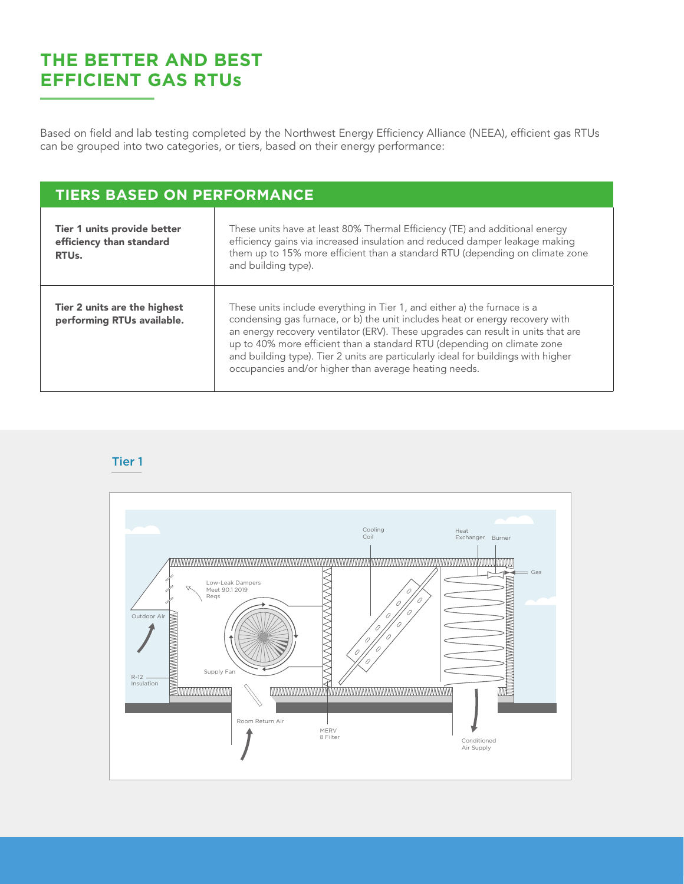# THE BETTER AND BEST EFFICIENT GAS RTUs

Based on field and lab testing completed by the Northwest Energy Efficiency Alliance (NEEA), efficient gas RTUs can be grouped into two categories, or tiers, based on their energy performance:

| TIERS BASED ON PERFORMANCE | |
|---|---|
| **Tier 1 units provide better efficiency than standard RTUs.** | These units have at least 80% Thermal Efficiency (TE) and additional energy efficiency gains via increased insulation and reduced damper leakage making them up to 15% more efficient than a standard RTU (depending on climate zone and building type). |
| **Tier 2 units are the highest performing RTUs available.** | These units include everything in Tier 1, and either a) the furnace is a condensing gas furnace, or b) the unit includes heat or energy recovery with an energy recovery ventilator (ERV). These upgrades can result in units that are up to 40% more efficient than a standard RTU (depending on climate zone and building type). Tier 2 units are particularly ideal for buildings with higher occupancies and/or higher than average heating needs. |

## Tier 1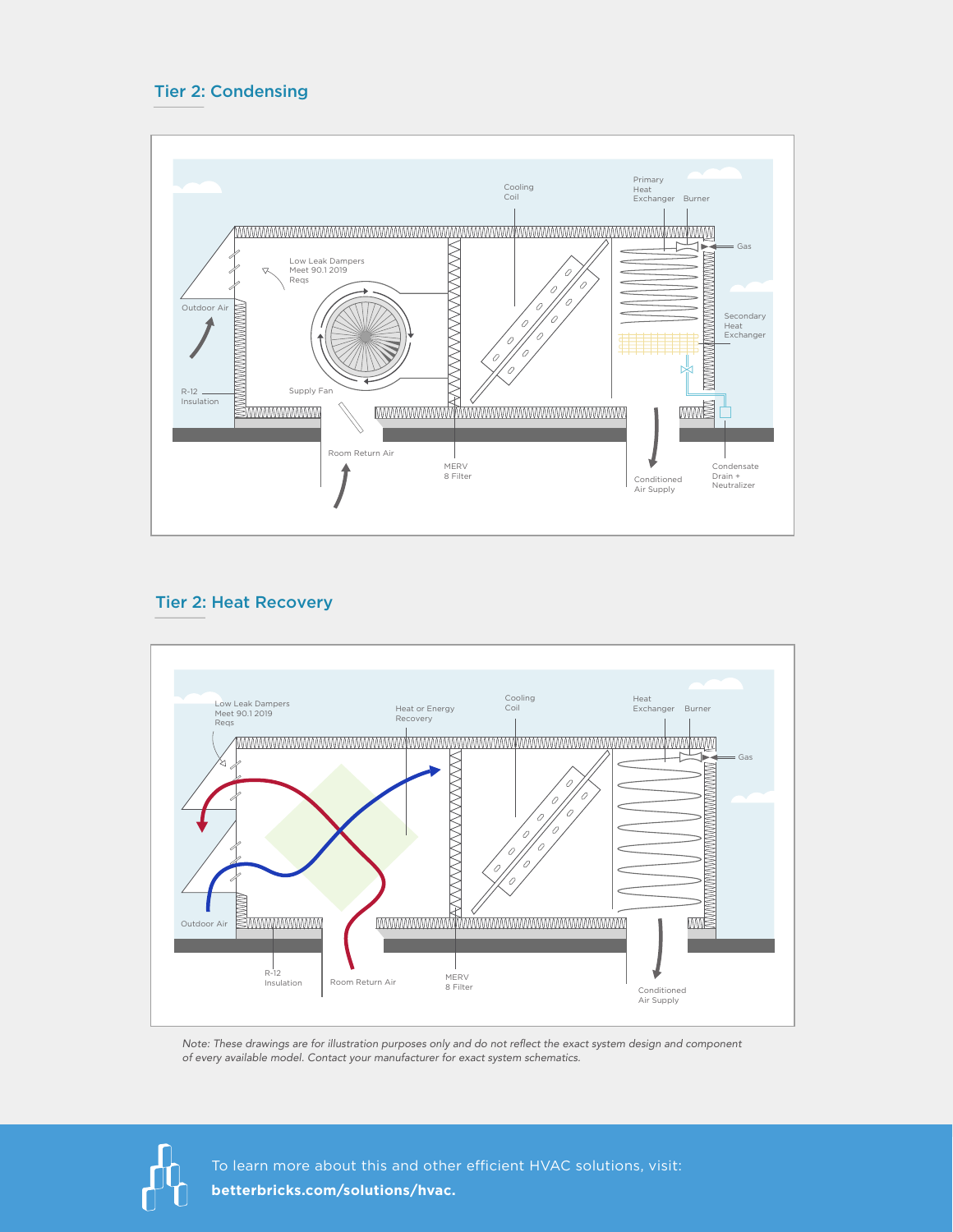## Tier 2: Condensing

Cooling Coil

Primary Heat Exchanger

Burner

Gas

Low Leak Dampers Meet 90.1 2019 Reqs

Outdoor Air

Secondary Heat Exchanger

R-12 Insulation

Supply Fan

Room Return Air

MERV 8 Filter

Conditioned Air Supply

Condensate Drain + Neutralizer

## Tier 2: Heat Recovery

Low Leak Dampers Meet 90.1 2019 Reqs

Heat or Energy Recovery

Cooling Coil

Heat Exchanger

Burner

Gas

Outdoor Air

R-12 Insulation

Room Return Air

MERV 8 Filter

Conditioned Air Supply

*Note: These drawings are for illustration purposes only and do not reflect the exact system design and component of every available model. Contact your manufacturer for exact system schematics.*

To learn more about this and other efficient HVAC solutions, visit: **betterbricks.com/solutions/hvac.**